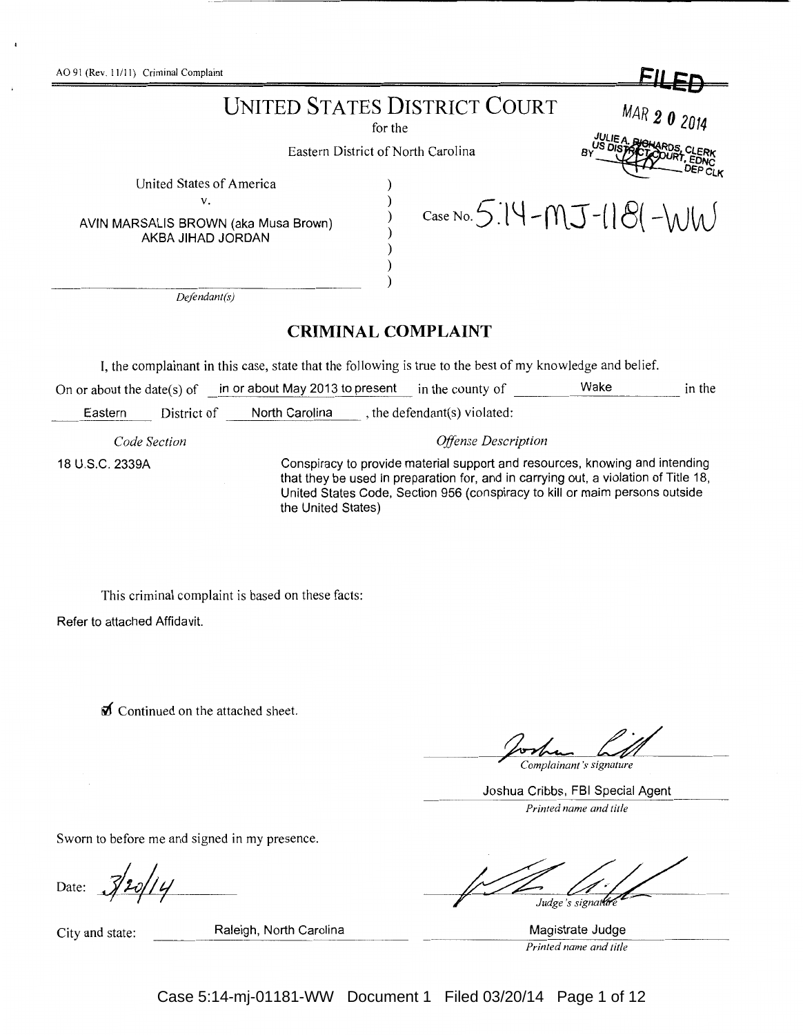AO 91 (Rev. 11/11) Criminal Complaint

**FILED**

MAR 20 2014

JULIE A. RICHARDS, CLERK
US DISTRICT COURT, EDNC
BY ______ DEP CLK

# UNITED STATES DISTRICT COURT

for the

Eastern District of North Carolina

United States of America
v.
AVIN MARSALIS BROWN (aka Musa Brown)
AKBA JIHAD JORDAN

*Defendant(s)*

Case No. 5:14-MJ-1181-WW

## CRIMINAL COMPLAINT

I, the complainant in this case, state that the following is true to the best of my knowledge and belief.

On or about the date(s) of in or about May 2013 to present in the county of Wake in the Eastern District of North Carolina, the defendant(s) violated:

| *Code Section* | *Offense Description* |
| --- | --- |
| 18 U.S.C. 2339A | Conspiracy to provide material support and resources, knowing and intending that they be used in preparation for, and in carrying out, a violation of Title 18, United States Code, Section 956 (conspiracy to kill or maim persons outside the United States) |

This criminal complaint is based on these facts:

Refer to attached Affidavit.

☑ Continued on the attached sheet.

*Complainant's signature*

Joshua Cribbs, FBI Special Agent

*Printed name and title*

Sworn to before me and signed in my presence.

Date: 3/20/14

*Judge's signature*

City and state: Raleigh, North Carolina

Magistrate Judge

*Printed name and title*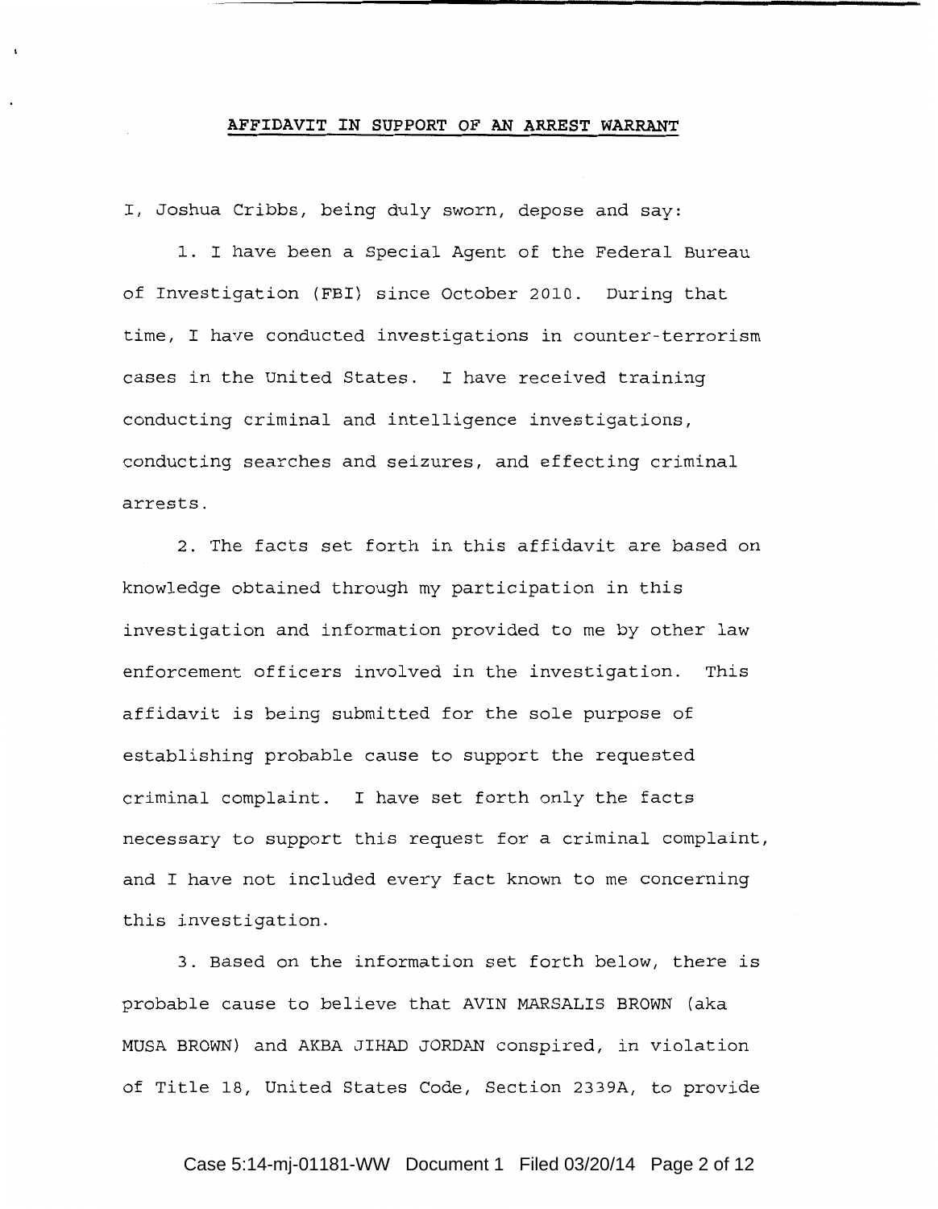**AFFIDAVIT IN SUPPORT OF AN ARREST WARRANT**

I, Joshua Cribbs, being duly sworn, depose and say:

1. I have been a Special Agent of the Federal Bureau of Investigation (FBI) since October 2010. During that time, I have conducted investigations in counter-terrorism cases in the United States. I have received training conducting criminal and intelligence investigations, conducting searches and seizures, and effecting criminal arrests.

2. The facts set forth in this affidavit are based on knowledge obtained through my participation in this investigation and information provided to me by other law enforcement officers involved in the investigation. This affidavit is being submitted for the sole purpose of establishing probable cause to support the requested criminal complaint. I have set forth only the facts necessary to support this request for a criminal complaint, and I have not included every fact known to me concerning this investigation.

3. Based on the information set forth below, there is probable cause to believe that AVIN MARSALIS BROWN (aka MUSA BROWN) and AKBA JIHAD JORDAN conspired, in violation of Title 18, United States Code, Section 2339A, to provide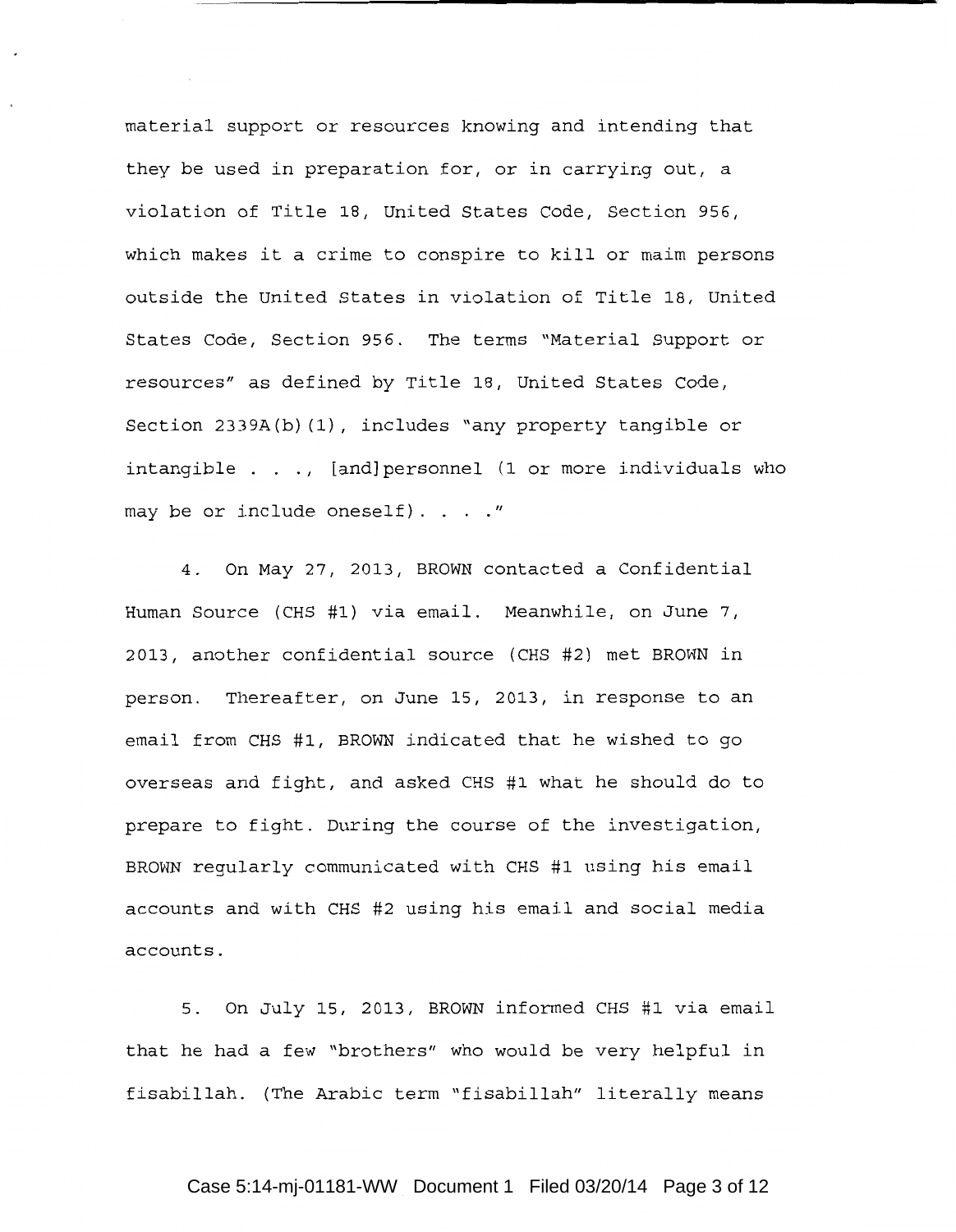material support or resources knowing and intending that they be used in preparation for, or in carrying out, a violation of Title 18, United States Code, Section 956, which makes it a crime to conspire to kill or maim persons outside the United States in violation of Title 18, United States Code, Section 956. The terms "Material Support or resources" as defined by Title 18, United States Code, Section 2339A(b)(1), includes "any property tangible or intangible . . ., [and]personnel (1 or more individuals who may be or include oneself). . . ."

4. On May 27, 2013, BROWN contacted a Confidential Human Source (CHS #1) via email. Meanwhile, on June 7, 2013, another confidential source (CHS #2) met BROWN in person. Thereafter, on June 15, 2013, in response to an email from CHS #1, BROWN indicated that he wished to go overseas and fight, and asked CHS #1 what he should do to prepare to fight. During the course of the investigation, BROWN regularly communicated with CHS #1 using his email accounts and with CHS #2 using his email and social media accounts.

5. On July 15, 2013, BROWN informed CHS #1 via email that he had a few "brothers" who would be very helpful in fisabillah. (The Arabic term "fisabillah" literally means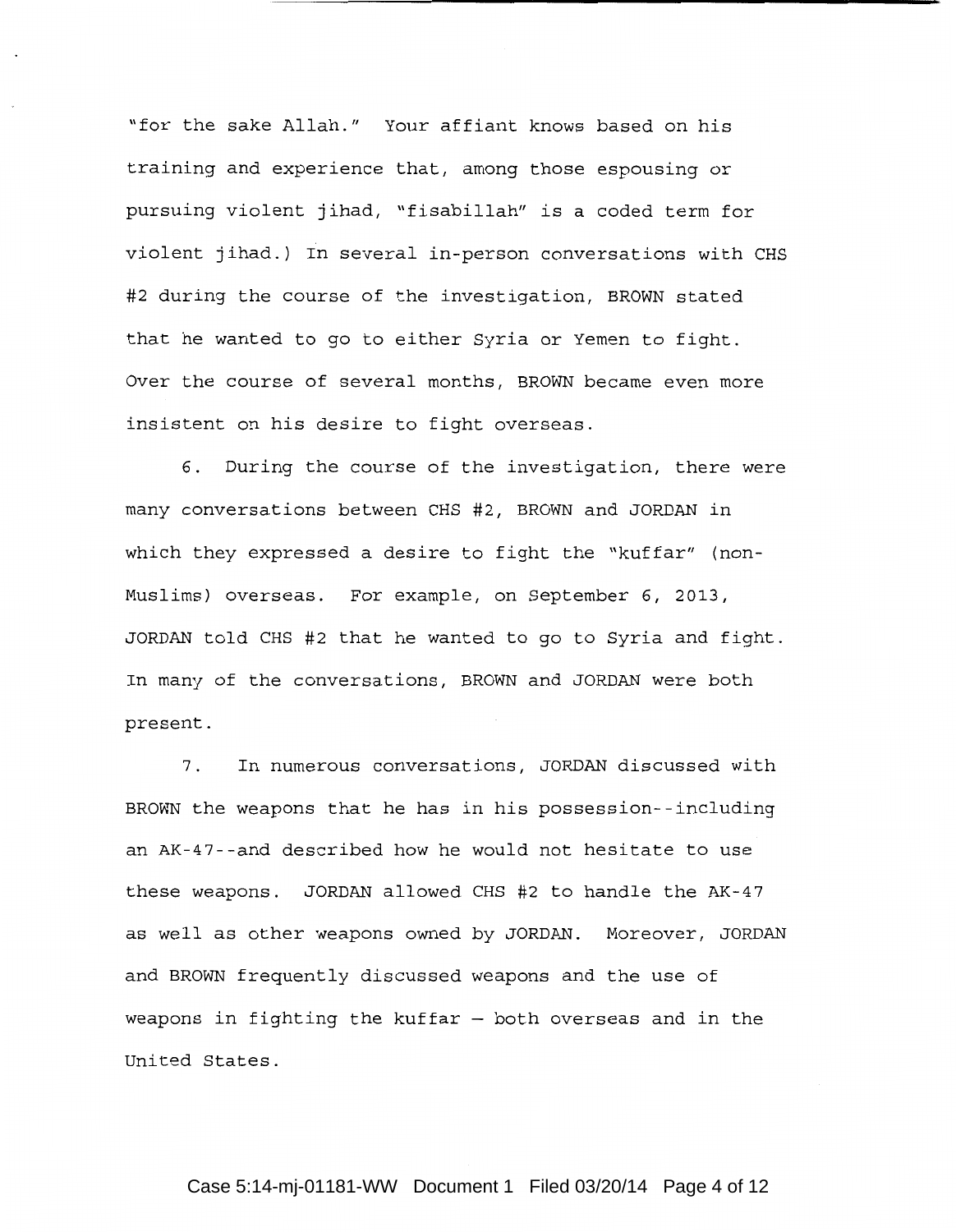"for the sake Allah." Your affiant knows based on his training and experience that, among those espousing or pursuing violent jihad, "fisabillah" is a coded term for violent jihad.) In several in-person conversations with CHS #2 during the course of the investigation, BROWN stated that he wanted to go to either Syria or Yemen to fight. Over the course of several months, BROWN became even more insistent on his desire to fight overseas.

6. During the course of the investigation, there were many conversations between CHS #2, BROWN and JORDAN in which they expressed a desire to fight the "kuffar" (non-Muslims) overseas. For example, on September 6, 2013, JORDAN told CHS #2 that he wanted to go to Syria and fight. In many of the conversations, BROWN and JORDAN were both present.

7. In numerous conversations, JORDAN discussed with BROWN the weapons that he has in his possession--including an AK-47--and described how he would not hesitate to use these weapons. JORDAN allowed CHS #2 to handle the AK-47 as well as other weapons owned by JORDAN. Moreover, JORDAN and BROWN frequently discussed weapons and the use of weapons in fighting the kuffar – both overseas and in the United States.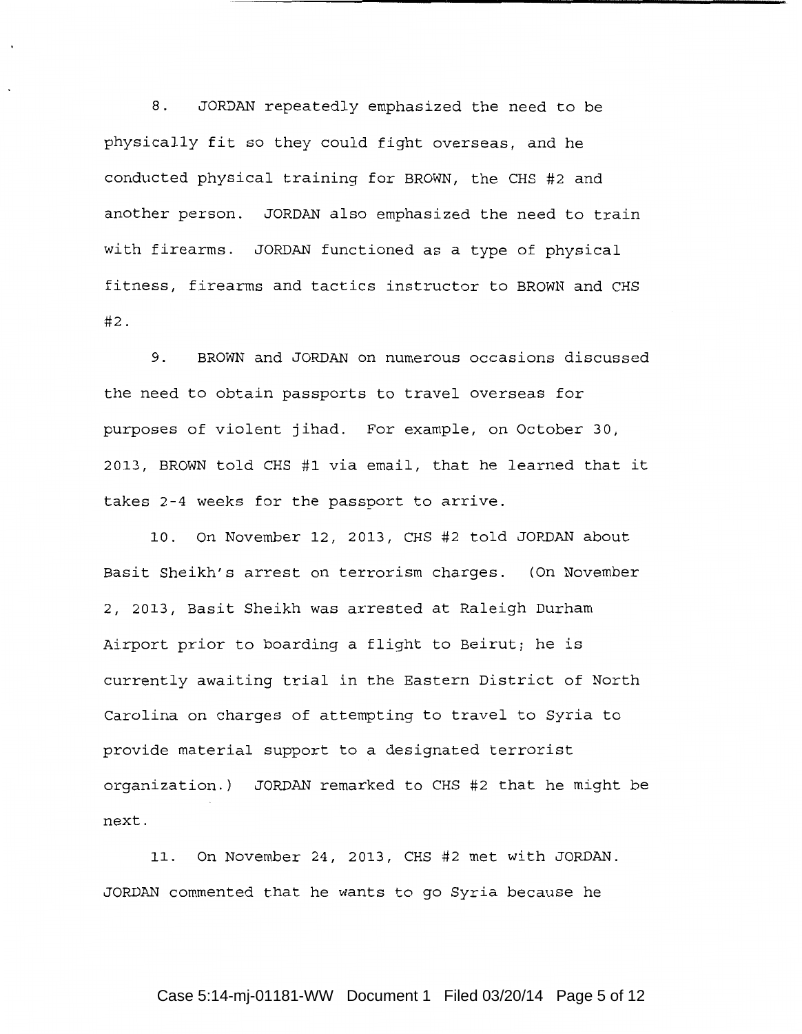8. JORDAN repeatedly emphasized the need to be physically fit so they could fight overseas, and he conducted physical training for BROWN, the CHS #2 and another person. JORDAN also emphasized the need to train with firearms. JORDAN functioned as a type of physical fitness, firearms and tactics instructor to BROWN and CHS #2.

9. BROWN and JORDAN on numerous occasions discussed the need to obtain passports to travel overseas for purposes of violent jihad. For example, on October 30, 2013, BROWN told CHS #1 via email, that he learned that it takes 2-4 weeks for the passport to arrive.

10. On November 12, 2013, CHS #2 told JORDAN about Basit Sheikh's arrest on terrorism charges. (On November 2, 2013, Basit Sheikh was arrested at Raleigh Durham Airport prior to boarding a flight to Beirut; he is currently awaiting trial in the Eastern District of North Carolina on charges of attempting to travel to Syria to provide material support to a designated terrorist organization.) JORDAN remarked to CHS #2 that he might be next.

11. On November 24, 2013, CHS #2 met with JORDAN. JORDAN commented that he wants to go Syria because he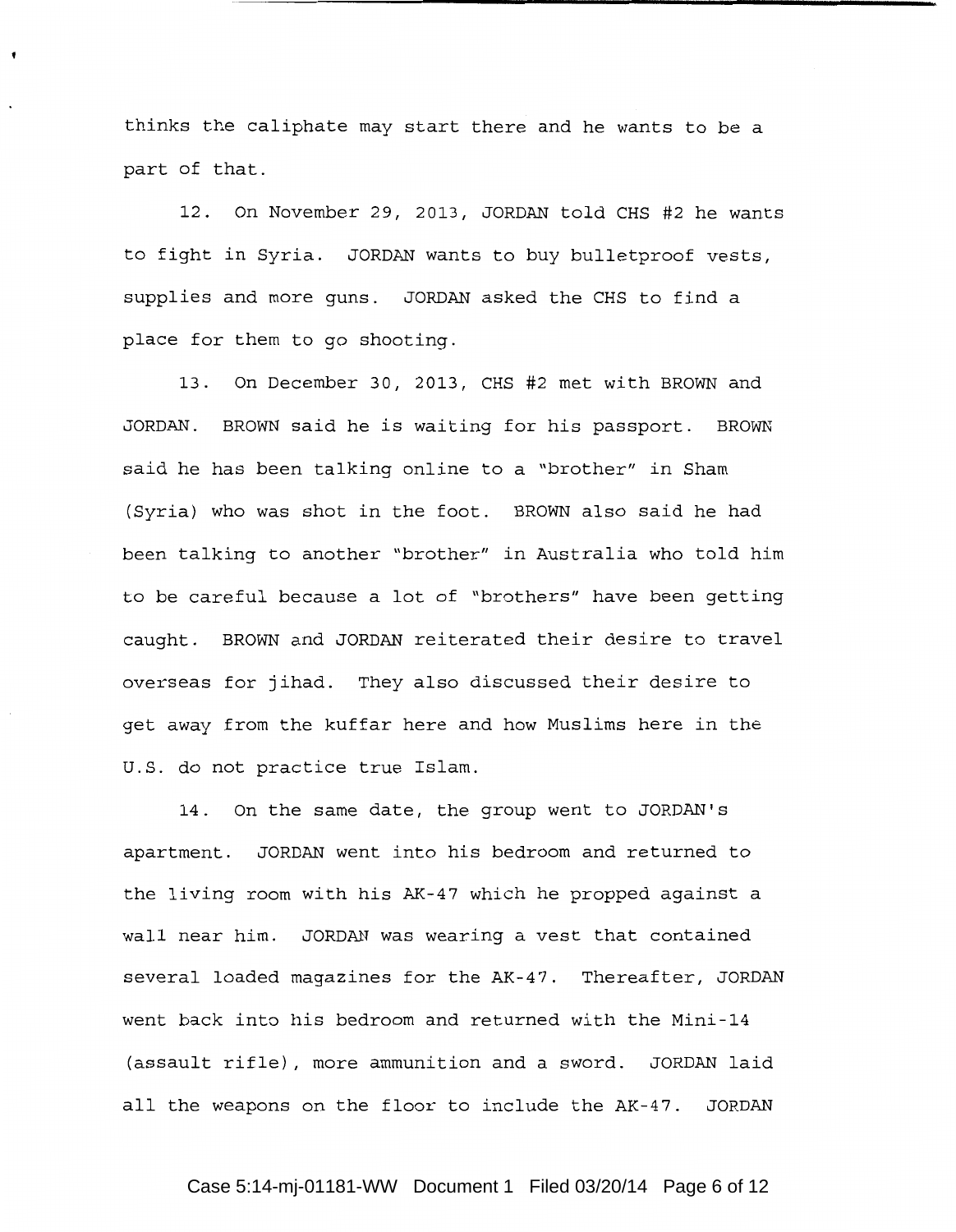thinks the caliphate may start there and he wants to be a part of that.

12. On November 29, 2013, JORDAN told CHS #2 he wants to fight in Syria. JORDAN wants to buy bulletproof vests, supplies and more guns. JORDAN asked the CHS to find a place for them to go shooting.

13. On December 30, 2013, CHS #2 met with BROWN and JORDAN. BROWN said he is waiting for his passport. BROWN said he has been talking online to a "brother" in Sham (Syria) who was shot in the foot. BROWN also said he had been talking to another "brother" in Australia who told him to be careful because a lot of "brothers" have been getting caught. BROWN and JORDAN reiterated their desire to travel overseas for jihad. They also discussed their desire to get away from the kuffar here and how Muslims here in the U.S. do not practice true Islam.

14. On the same date, the group went to JORDAN's apartment. JORDAN went into his bedroom and returned to the living room with his AK-47 which he propped against a wall near him. JORDAN was wearing a vest that contained several loaded magazines for the AK-47. Thereafter, JORDAN went back into his bedroom and returned with the Mini-14 (assault rifle), more ammunition and a sword. JORDAN laid all the weapons on the floor to include the AK-47. JORDAN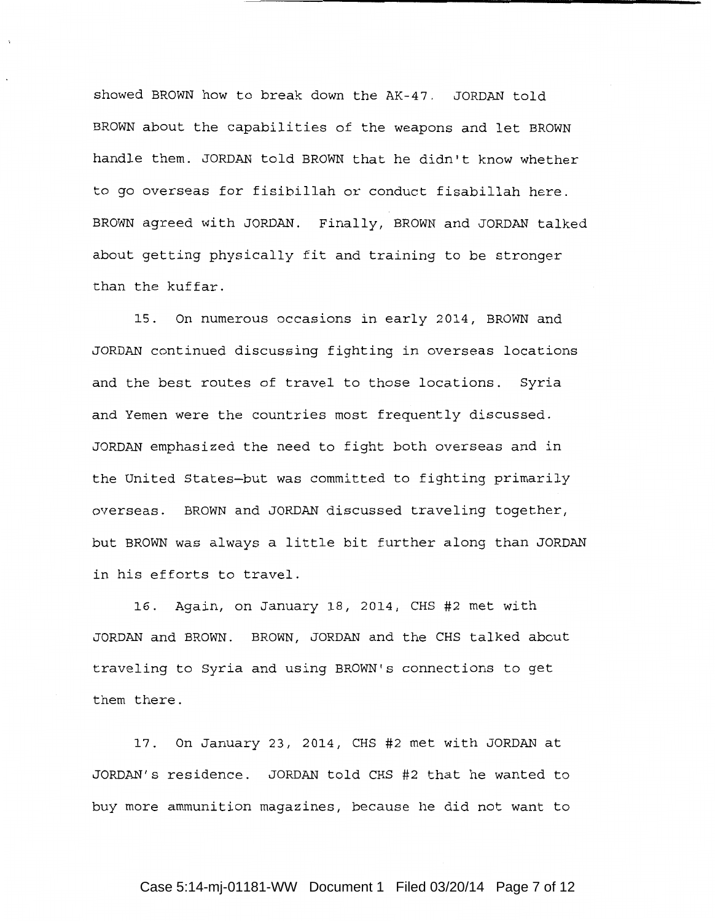showed BROWN how to break down the AK-47. JORDAN told BROWN about the capabilities of the weapons and let BROWN handle them. JORDAN told BROWN that he didn't know whether to go overseas for fisibillah or conduct fisabillah here. BROWN agreed with JORDAN. Finally, BROWN and JORDAN talked about getting physically fit and training to be stronger than the kuffar.

15. On numerous occasions in early 2014, BROWN and JORDAN continued discussing fighting in overseas locations and the best routes of travel to those locations. Syria and Yemen were the countries most frequently discussed. JORDAN emphasized the need to fight both overseas and in the United States—but was committed to fighting primarily overseas. BROWN and JORDAN discussed traveling together, but BROWN was always a little bit further along than JORDAN in his efforts to travel.

16. Again, on January 18, 2014, CHS #2 met with JORDAN and BROWN. BROWN, JORDAN and the CHS talked about traveling to Syria and using BROWN's connections to get them there.

17. On January 23, 2014, CHS #2 met with JORDAN at JORDAN's residence. JORDAN told CHS #2 that he wanted to buy more ammunition magazines, because he did not want to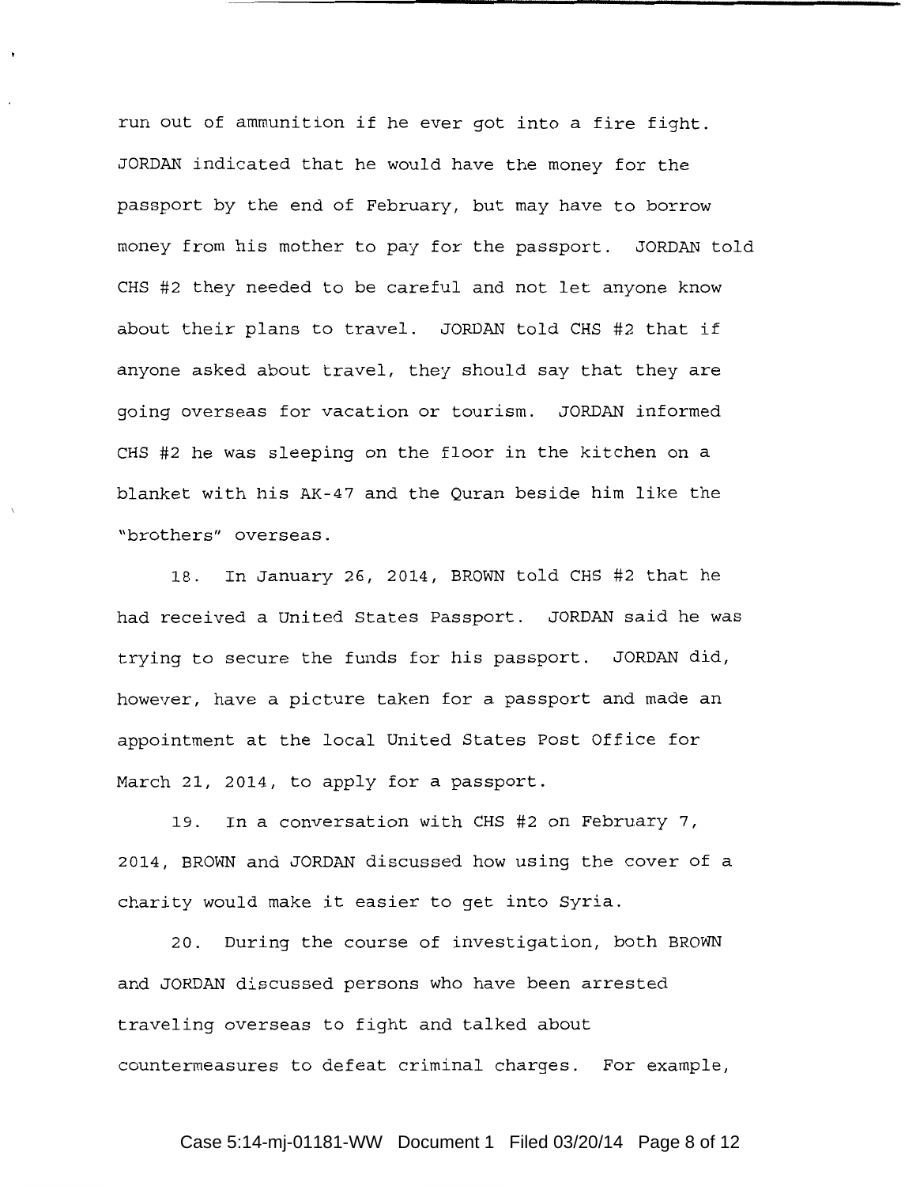run out of ammunition if he ever got into a fire fight. JORDAN indicated that he would have the money for the passport by the end of February, but may have to borrow money from his mother to pay for the passport. JORDAN told CHS #2 they needed to be careful and not let anyone know about their plans to travel. JORDAN told CHS #2 that if anyone asked about travel, they should say that they are going overseas for vacation or tourism. JORDAN informed CHS #2 he was sleeping on the floor in the kitchen on a blanket with his AK-47 and the Quran beside him like the "brothers" overseas.

18. In January 26, 2014, BROWN told CHS #2 that he had received a United States Passport. JORDAN said he was trying to secure the funds for his passport. JORDAN did, however, have a picture taken for a passport and made an appointment at the local United States Post Office for March 21, 2014, to apply for a passport.

19. In a conversation with CHS #2 on February 7, 2014, BROWN and JORDAN discussed how using the cover of a charity would make it easier to get into Syria.

20. During the course of investigation, both BROWN and JORDAN discussed persons who have been arrested traveling overseas to fight and talked about countermeasures to defeat criminal charges. For example,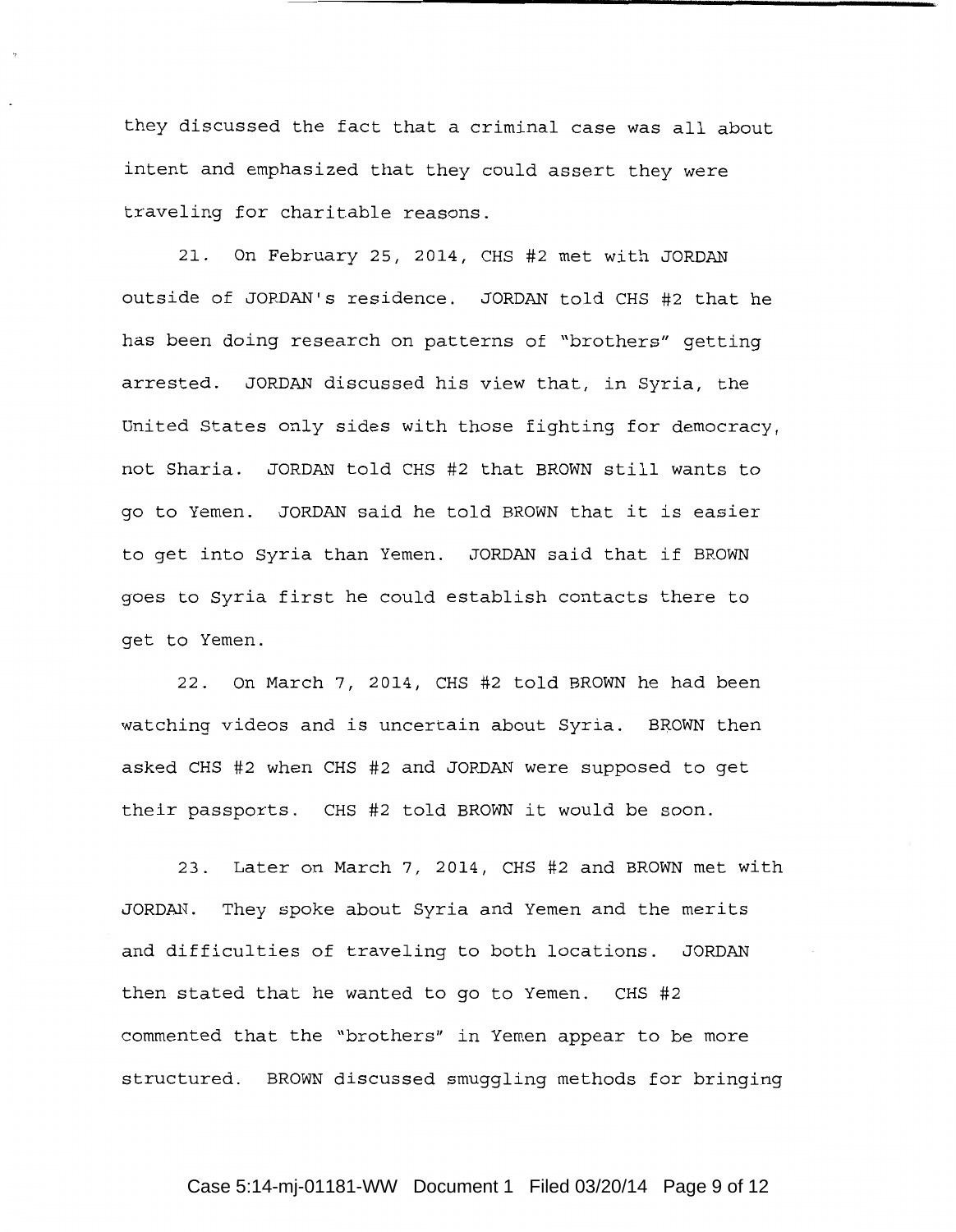they discussed the fact that a criminal case was all about intent and emphasized that they could assert they were traveling for charitable reasons.

21. On February 25, 2014, CHS #2 met with JORDAN outside of JORDAN's residence. JORDAN told CHS #2 that he has been doing research on patterns of "brothers" getting arrested. JORDAN discussed his view that, in Syria, the United States only sides with those fighting for democracy, not Sharia. JORDAN told CHS #2 that BROWN still wants to go to Yemen. JORDAN said he told BROWN that it is easier to get into Syria than Yemen. JORDAN said that if BROWN goes to Syria first he could establish contacts there to get to Yemen.

22. On March 7, 2014, CHS #2 told BROWN he had been watching videos and is uncertain about Syria. BROWN then asked CHS #2 when CHS #2 and JORDAN were supposed to get their passports. CHS #2 told BROWN it would be soon.

23. Later on March 7, 2014, CHS #2 and BROWN met with JORDAN. They spoke about Syria and Yemen and the merits and difficulties of traveling to both locations. JORDAN then stated that he wanted to go to Yemen. CHS #2 commented that the "brothers" in Yemen appear to be more structured. BROWN discussed smuggling methods for bringing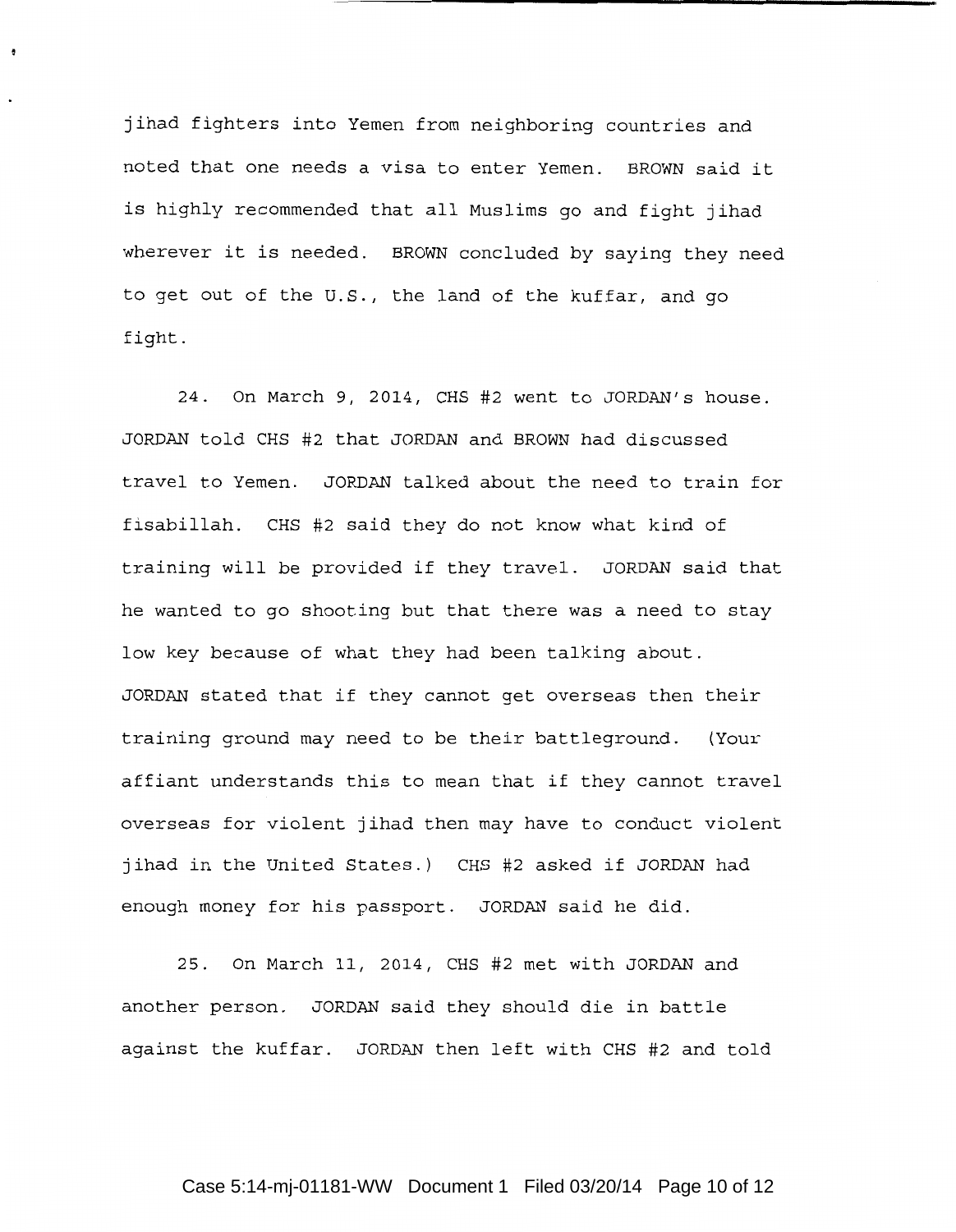jihad fighters into Yemen from neighboring countries and noted that one needs a visa to enter Yemen. BROWN said it is highly recommended that all Muslims go and fight jihad wherever it is needed. BROWN concluded by saying they need to get out of the U.S., the land of the kuffar, and go fight.

24. On March 9, 2014, CHS #2 went to JORDAN's house. JORDAN told CHS #2 that JORDAN and BROWN had discussed travel to Yemen. JORDAN talked about the need to train for fisabillah. CHS #2 said they do not know what kind of training will be provided if they travel. JORDAN said that he wanted to go shooting but that there was a need to stay low key because of what they had been talking about. JORDAN stated that if they cannot get overseas then their training ground may need to be their battleground. (Your affiant understands this to mean that if they cannot travel overseas for violent jihad then may have to conduct violent jihad in the United States.) CHS #2 asked if JORDAN had enough money for his passport. JORDAN said he did.

25. On March 11, 2014, CHS #2 met with JORDAN and another person. JORDAN said they should die in battle against the kuffar. JORDAN then left with CHS #2 and told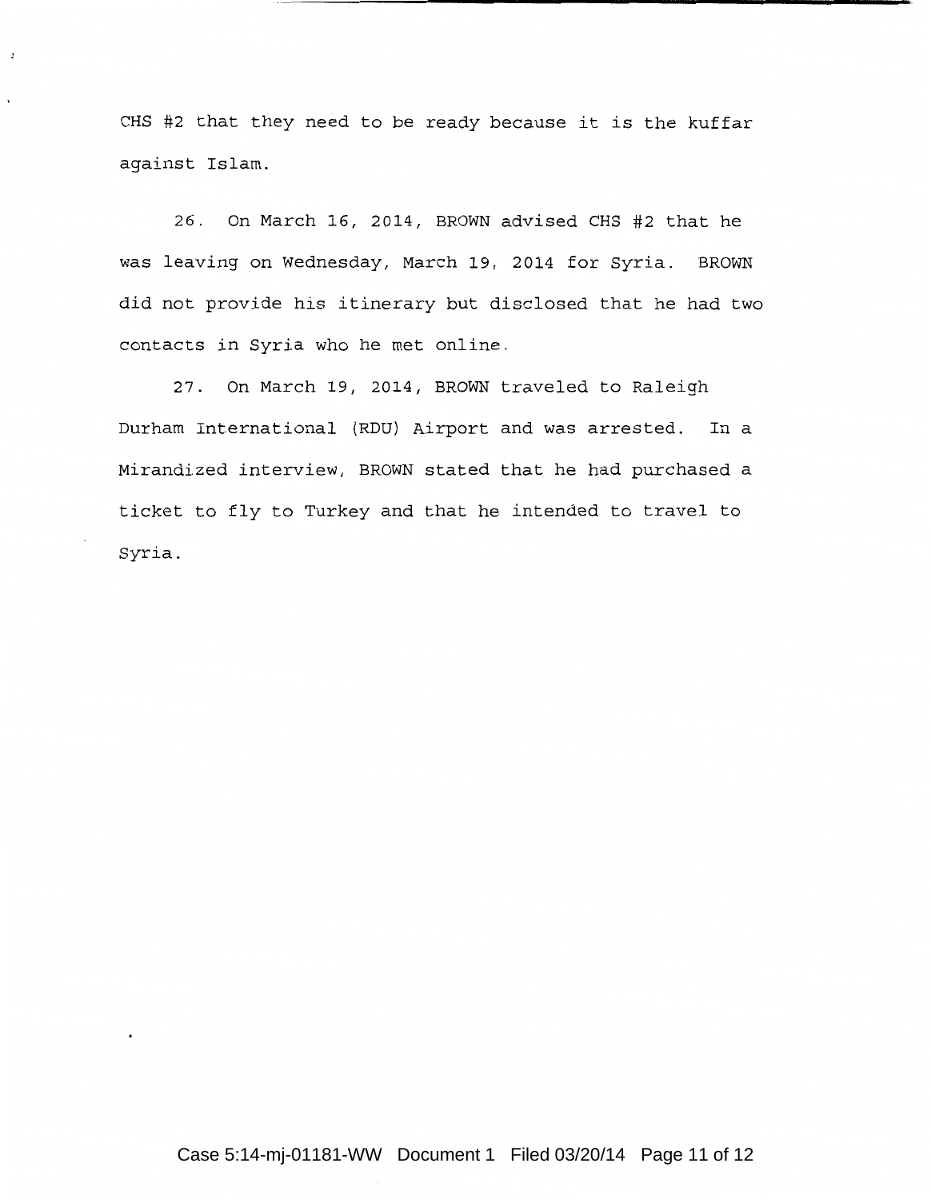CHS #2 that they need to be ready because it is the kuffar against Islam.

26. On March 16, 2014, BROWN advised CHS #2 that he was leaving on Wednesday, March 19, 2014 for Syria. BROWN did not provide his itinerary but disclosed that he had two contacts in Syria who he met online.

27. On March 19, 2014, BROWN traveled to Raleigh Durham International (RDU) Airport and was arrested. In a Mirandized interview, BROWN stated that he had purchased a ticket to fly to Turkey and that he intended to travel to Syria.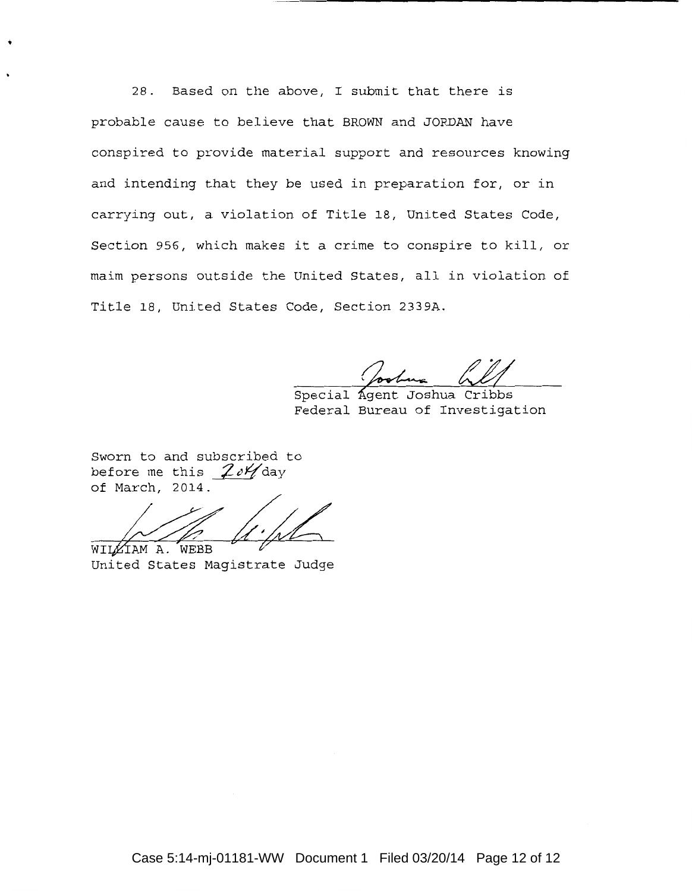28. Based on the above, I submit that there is probable cause to believe that BROWN and JORDAN have conspired to provide material support and resources knowing and intending that they be used in preparation for, or in carrying out, a violation of Title 18, United States Code, Section 956, which makes it a crime to conspire to kill, or maim persons outside the United States, all in violation of Title 18, United States Code, Section 2339A.

Special Agent Joshua Cribbs
Federal Bureau of Investigation

Sworn to and subscribed to before me this 20th day of March, 2014.

WILLIAM A. WEBB
United States Magistrate Judge